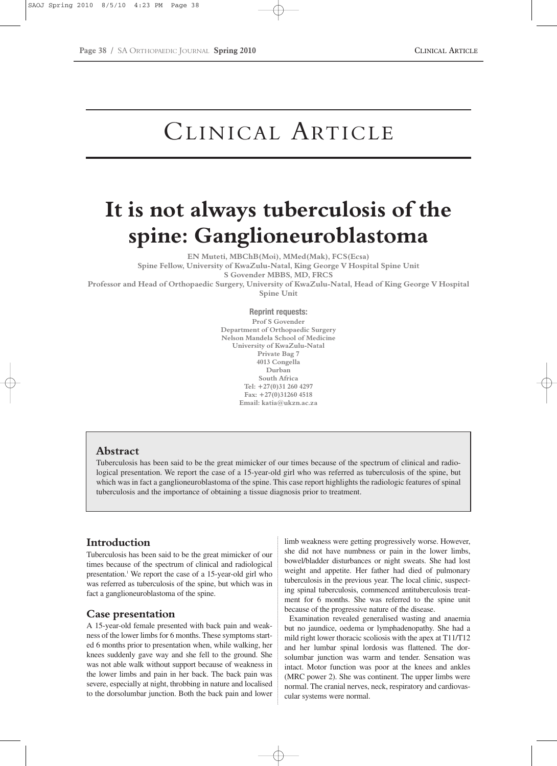# Clinical Article

# It is not always tuberculosis of the spine: Ganglioneuroblastoma

**EN Muteti, MBChB(Moi), MMed(Mak), FCS(Ecsa)**
**Spine Fellow, University of KwaZulu-Natal, King George V Hospital Spine Unit**
**S Govender MBBS, MD, FRCS**
**Professor and Head of Orthopaedic Surgery, University of KwaZulu-Natal, Head of King George V Hospital Spine Unit**

**Reprint requests:**
Prof S Govender
Department of Orthopaedic Surgery
Nelson Mandela School of Medicine
University of KwaZulu-Natal
Private Bag 7
4013 Congella
Durban
South Africa
Tel: +27(0)31 260 4297
Fax: +27(0)31260 4518
Email: katia@ukzn.ac.za

## Abstract

Tuberculosis has been said to be the great mimicker of our times because of the spectrum of clinical and radiological presentation. We report the case of a 15-year-old girl who was referred as tuberculosis of the spine, but which was in fact a ganglioneuroblastoma of the spine. This case report highlights the radiologic features of spinal tuberculosis and the importance of obtaining a tissue diagnosis prior to treatment.

## Introduction

Tuberculosis has been said to be the great mimicker of our times because of the spectrum of clinical and radiological presentation.[1] We report the case of a 15-year-old girl who was referred as tuberculosis of the spine, but which was in fact a ganglioneuroblastoma of the spine.

## Case presentation

A 15-year-old female presented with back pain and weakness of the lower limbs for 6 months. These symptoms started 6 months prior to presentation when, while walking, her knees suddenly gave way and she fell to the ground. She was not able walk without support because of weakness in the lower limbs and pain in her back. The back pain was severe, especially at night, throbbing in nature and localised to the dorsolumbar junction. Both the back pain and lower limb weakness were getting progressively worse. However, she did not have numbness or pain in the lower limbs, bowel/bladder disturbances or night sweats. She had lost weight and appetite. Her father had died of pulmonary tuberculosis in the previous year. The local clinic, suspecting spinal tuberculosis, commenced antituberculosis treatment for 6 months. She was referred to the spine unit because of the progressive nature of the disease.

Examination revealed generalised wasting and anaemia but no jaundice, oedema or lymphadenopathy. She had a mild right lower thoracic scoliosis with the apex at T11/T12 and her lumbar spinal lordosis was flattened. The dorsolumbar junction was warm and tender. Sensation was intact. Motor function was poor at the knees and ankles (MRC power 2). She was continent. The upper limbs were normal. The cranial nerves, neck, respiratory and cardiovascular systems were normal.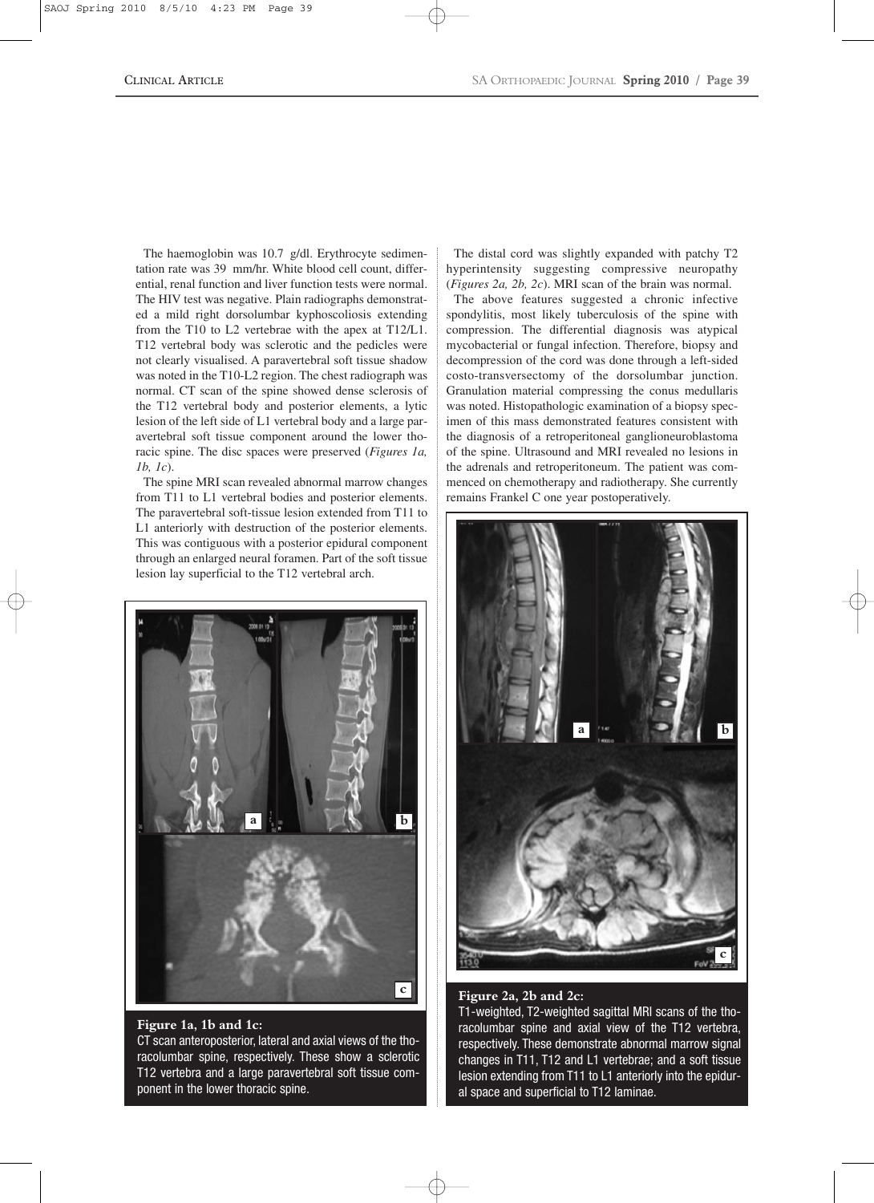The haemoglobin was 10.7 g/dl. Erythrocyte sedimentation rate was 39 mm/hr. White blood cell count, differential, renal function and liver function tests were normal. The HIV test was negative. Plain radiographs demonstrated a mild right dorsolumbar kyphoscoliosis extending from the T10 to L2 vertebrae with the apex at T12/L1. T12 vertebral body was sclerotic and the pedicles were not clearly visualised. A paravertebral soft tissue shadow was noted in the T10-L2 region. The chest radiograph was normal. CT scan of the spine showed dense sclerosis of the T12 vertebral body and posterior elements, a lytic lesion of the left side of L1 vertebral body and a large paravertebral soft tissue component around the lower thoracic spine. The disc spaces were preserved (*Figures 1a, 1b, 1c*).

The spine MRI scan revealed abnormal marrow changes from T11 to L1 vertebral bodies and posterior elements. The paravertebral soft-tissue lesion extended from T11 to L1 anteriorly with destruction of the posterior elements. This was contiguous with a posterior epidural component through an enlarged neural foramen. Part of the soft tissue lesion lay superficial to the T12 vertebral arch.

**Figure 1a, 1b and 1c:**
CT scan anteroposterior, lateral and axial views of the thoracolumbar spine, respectively. These show a sclerotic T12 vertebra and a large paravertebral soft tissue component in the lower thoracic spine.

The distal cord was slightly expanded with patchy T2 hyperintensity suggesting compressive neuropathy (*Figures 2a, 2b, 2c*). MRI scan of the brain was normal.

The above features suggested a chronic infective spondylitis, most likely tuberculosis of the spine with compression. The differential diagnosis was atypical mycobacterial or fungal infection. Therefore, biopsy and decompression of the cord was done through a left-sided costo-transversectomy of the dorsolumbar junction. Granulation material compressing the conus medullaris was noted. Histopathologic examination of a biopsy specimen of this mass demonstrated features consistent with the diagnosis of a retroperitoneal ganglioneuroblastoma of the spine. Ultrasound and MRI revealed no lesions in the adrenals and retroperitoneum. The patient was commenced on chemotherapy and radiotherapy. She currently remains Frankel C one year postoperatively.

**Figure 2a, 2b and 2c:**
T1-weighted, T2-weighted sagittal MRI scans of the thoracolumbar spine and axial view of the T12 vertebra, respectively. These demonstrate abnormal marrow signal changes in T11, T12 and L1 vertebrae; and a soft tissue lesion extending from T11 to L1 anteriorly into the epidural space and superficial to T12 laminae.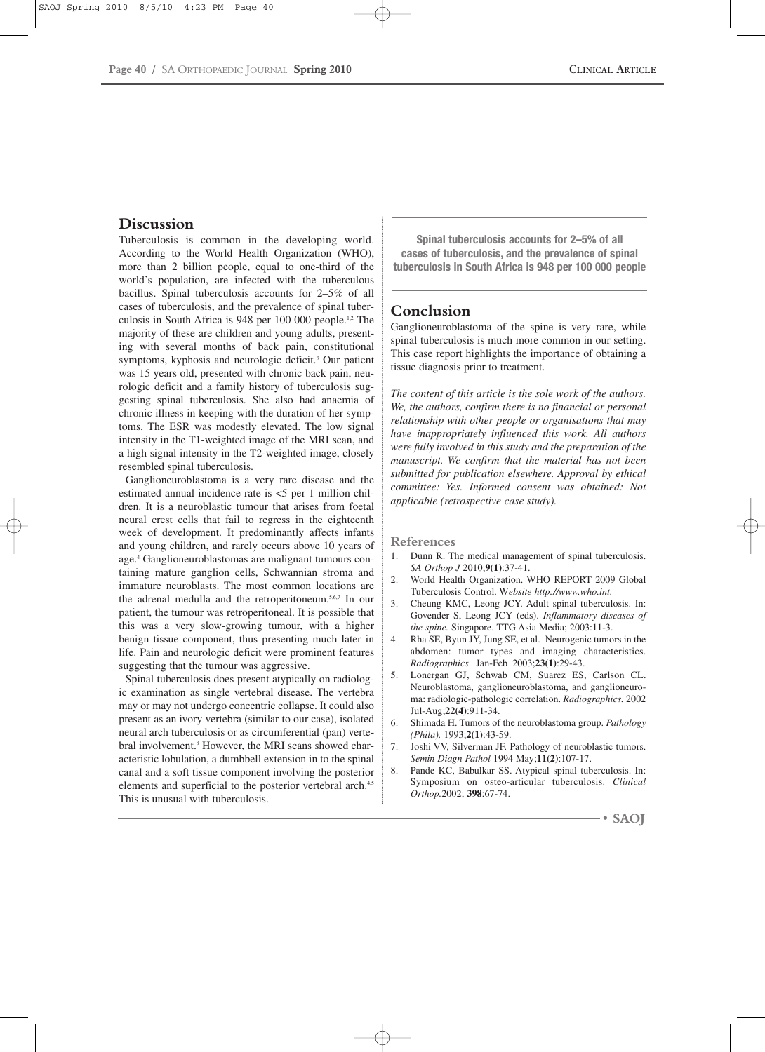## Discussion

Tuberculosis is common in the developing world. According to the World Health Organization (WHO), more than 2 billion people, equal to one-third of the world's population, are infected with the tuberculous bacillus. Spinal tuberculosis accounts for 2–5% of all cases of tuberculosis, and the prevalence of spinal tuberculosis in South Africa is 948 per 100 000 people.[1,2] The majority of these are children and young adults, presenting with several months of back pain, constitutional symptoms, kyphosis and neurologic deficit.[3] Our patient was 15 years old, presented with chronic back pain, neurologic deficit and a family history of tuberculosis suggesting spinal tuberculosis. She also had anaemia of chronic illness in keeping with the duration of her symptoms. The ESR was modestly elevated. The low signal intensity in the T1-weighted image of the MRI scan, and a high signal intensity in the T2-weighted image, closely resembled spinal tuberculosis.

Ganglioneuroblastoma is a very rare disease and the estimated annual incidence rate is <5 per 1 million children. It is a neuroblastic tumour that arises from foetal neural crest cells that fail to regress in the eighteenth week of development. It predominantly affects infants and young children, and rarely occurs above 10 years of age.[4] Ganglioneuroblastomas are malignant tumours containing mature ganglion cells, Schwannian stroma and immature neuroblasts. The most common locations are the adrenal medulla and the retroperitoneum.[5,6,7] In our patient, the tumour was retroperitoneal. It is possible that this was a very slow-growing tumour, with a higher benign tissue component, thus presenting much later in life. Pain and neurologic deficit were prominent features suggesting that the tumour was aggressive.

Spinal tuberculosis does present atypically on radiologic examination as single vertebral disease. The vertebra may or may not undergo concentric collapse. It could also present as an ivory vertebra (similar to our case), isolated neural arch tuberculosis or as circumferential (pan) vertebral involvement.[8] However, the MRI scans showed characteristic lobulation, a dumbbell extension in to the spinal canal and a soft tissue component involving the posterior elements and superficial to the posterior vertebral arch.[4,5] This is unusual with tuberculosis.

**Spinal tuberculosis accounts for 2–5% of all cases of tuberculosis, and the prevalence of spinal tuberculosis in South Africa is 948 per 100 000 people**

## Conclusion

Ganglioneuroblastoma of the spine is very rare, while spinal tuberculosis is much more common in our setting. This case report highlights the importance of obtaining a tissue diagnosis prior to treatment.

*The content of this article is the sole work of the authors. We, the authors, confirm there is no financial or personal relationship with other people or organisations that may have inappropriately influenced this work. All authors were fully involved in this study and the preparation of the manuscript. We confirm that the material has not been submitted for publication elsewhere. Approval by ethical committee: Yes. Informed consent was obtained: Not applicable (retrospective case study).*

### References

1. Dunn R. The medical management of spinal tuberculosis. *SA Orthop J* 2010;**9(1)**:37-41.
2. World Health Organization. WHO REPORT 2009 Global Tuberculosis Control. W*ebsite http://www.who.int.*
3. Cheung KMC, Leong JCY. Adult spinal tuberculosis. In: Govender S, Leong JCY (eds). *Inflammatory diseases of the spine.* Singapore. TTG Asia Media; 2003:11-3.
4. Rha SE, Byun JY, Jung SE, et al. Neurogenic tumors in the abdomen: tumor types and imaging characteristics. *Radiographics*. Jan-Feb 2003;**23(1)**:29-43.
5. Lonergan GJ, Schwab CM, Suarez ES, Carlson CL. Neuroblastoma, ganglioneuroblastoma, and ganglioneuroma: radiologic-pathologic correlation. *Radiographics.* 2002 Jul-Aug;**22(4)**:911-34.
6. Shimada H. Tumors of the neuroblastoma group. *Pathology (Phila).* 1993;**2(1)**:43-59.
7. Joshi VV, Silverman JF. Pathology of neuroblastic tumors. *Semin Diagn Pathol* 1994 May;**11(2)**:107-17.
8. Pande KC, Babulkar SS. Atypical spinal tuberculosis. In: Symposium on osteo-articular tuberculosis. *Clinical Orthop.*2002; **398**:67-74.